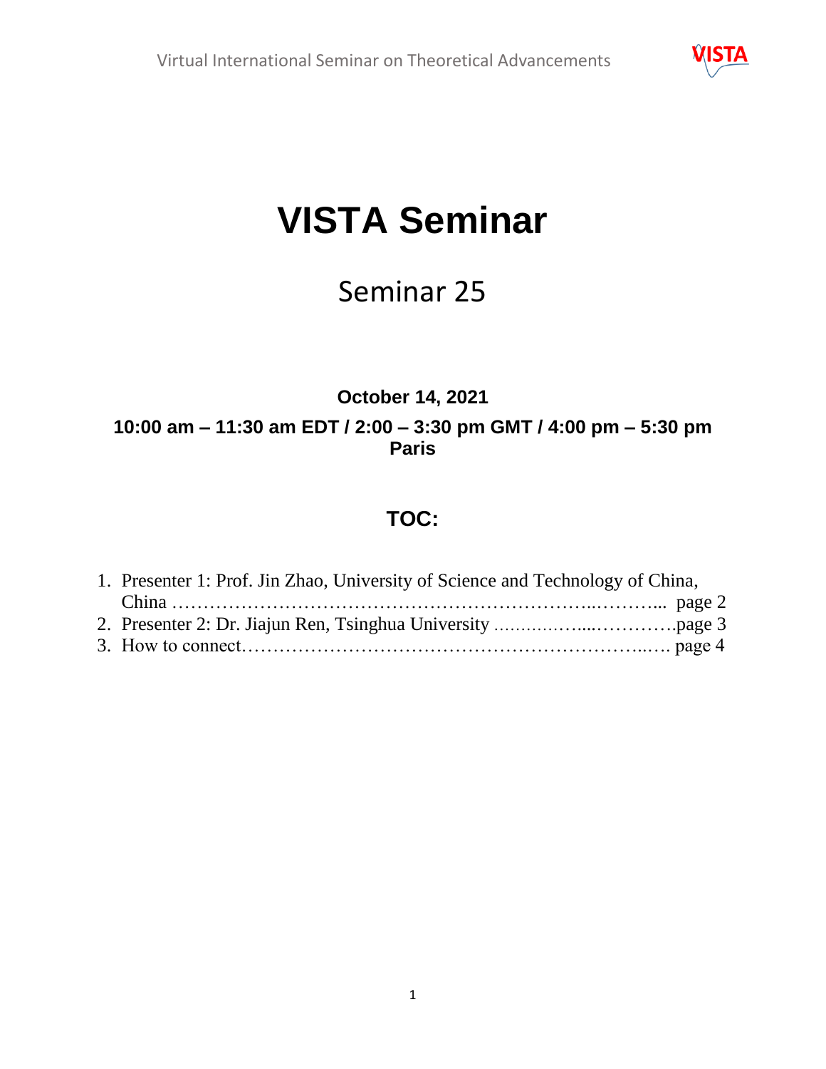# VISTA Seminar

## Seminar 25

**October 14, 2021**

**10:00 am – 11:30 am EDT / 2:00 – 3:30 pm GMT / 4:00 pm – 5:30 pm Paris**

## TOC:

1. Presenter 1: Prof. Jin Zhao, University of Science and Technology of China, China …………………………………………………………..………... page 2
2. Presenter 2: Dr. Jiajun Ren, Tsinghua University …..……….....………….page 3
3. How to connect……………………………………………………..…. page 4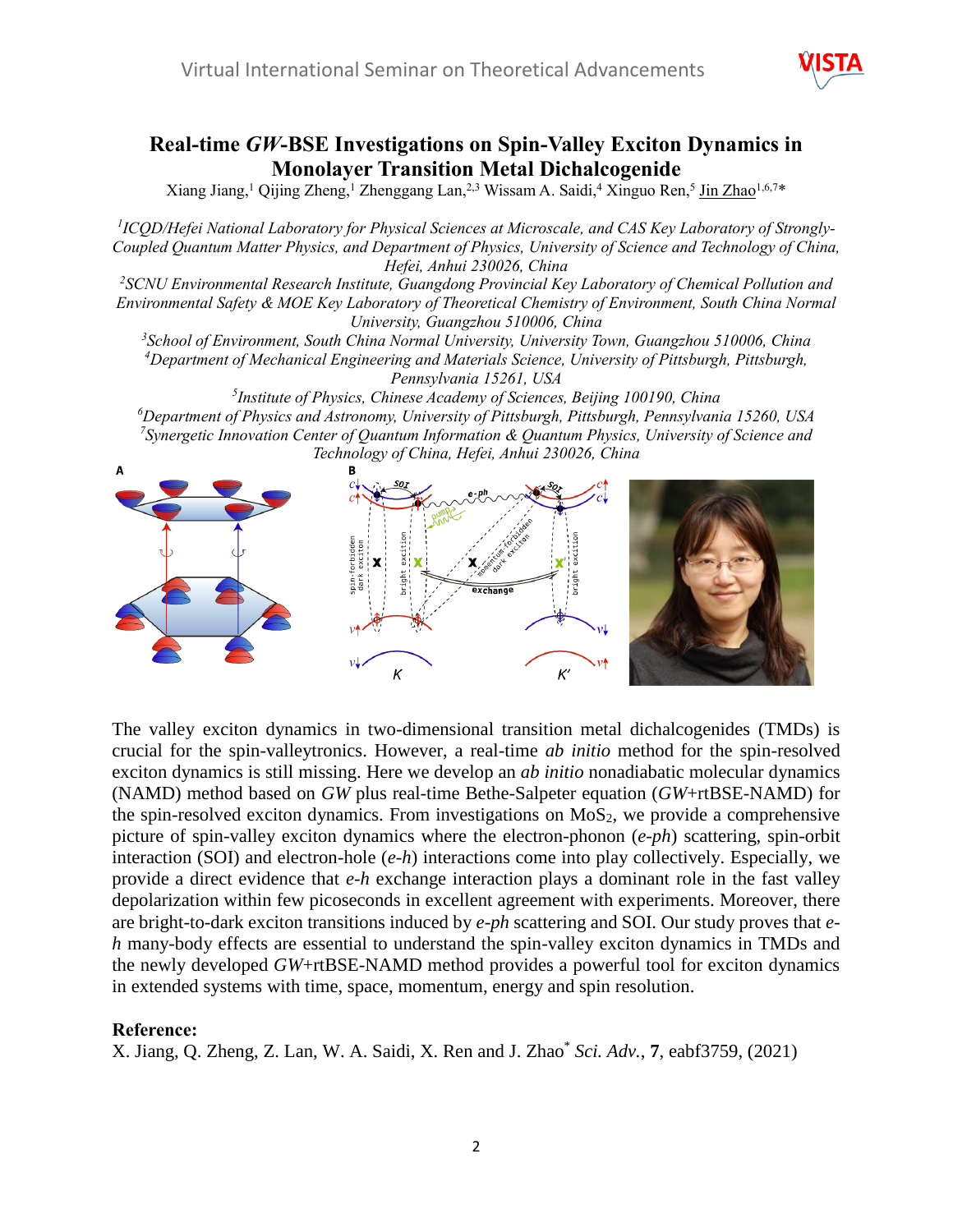# Real-time *GW*-BSE Investigations on Spin-Valley Exciton Dynamics in Monolayer Transition Metal Dichalcogenide

Xiang Jiang,[1] Qijing Zheng,[1] Zhenggang Lan,[2,3] Wissam A. Saidi,[4] Xinguo Ren,[5] Jin Zhao[1,6,7]*

[1] *ICQD/Hefei National Laboratory for Physical Sciences at Microscale, and CAS Key Laboratory of Strongly-Coupled Quantum Matter Physics, and Department of Physics, University of Science and Technology of China, Hefei, Anhui 230026, China*

[2] *SCNU Environmental Research Institute, Guangdong Provincial Key Laboratory of Chemical Pollution and Environmental Safety & MOE Key Laboratory of Theoretical Chemistry of Environment, South China Normal University, Guangzhou 510006, China*

[3] *School of Environment, South China Normal University, University Town, Guangzhou 510006, China*

[4] *Department of Mechanical Engineering and Materials Science, University of Pittsburgh, Pittsburgh, Pennsylvania 15261, USA*

[5] *Institute of Physics, Chinese Academy of Sciences, Beijing 100190, China*

[6] *Department of Physics and Astronomy, University of Pittsburgh, Pittsburgh, Pennsylvania 15260, USA*

[7] *Synergetic Innovation Center of Quantum Information & Quantum Physics, University of Science and Technology of China, Hefei, Anhui 230026, China*

The valley exciton dynamics in two-dimensional transition metal dichalcogenides (TMDs) is crucial for the spin-valleytronics. However, a real-time *ab initio* method for the spin-resolved exciton dynamics is still missing. Here we develop an *ab initio* nonadiabatic molecular dynamics (NAMD) method based on *GW* plus real-time Bethe-Salpeter equation (*GW*+rtBSE-NAMD) for the spin-resolved exciton dynamics. From investigations on $MoS_2$, we provide a comprehensive picture of spin-valley exciton dynamics where the electron-phonon (*e-ph*) scattering, spin-orbit interaction (SOI) and electron-hole (*e-h*) interactions come into play collectively. Especially, we provide a direct evidence that *e-h* exchange interaction plays a dominant role in the fast valley depolarization within few picoseconds in excellent agreement with experiments. Moreover, there are bright-to-dark exciton transitions induced by *e-ph* scattering and SOI. Our study proves that *e-h* many-body effects are essential to understand the spin-valley exciton dynamics in TMDs and the newly developed *GW*+rtBSE-NAMD method provides a powerful tool for exciton dynamics in extended systems with time, space, momentum, energy and spin resolution.

**Reference:**

X. Jiang, Q. Zheng, Z. Lan, W. A. Saidi, X. Ren and J. Zhao* *Sci. Adv.*, **7**, eabf3759, (2021)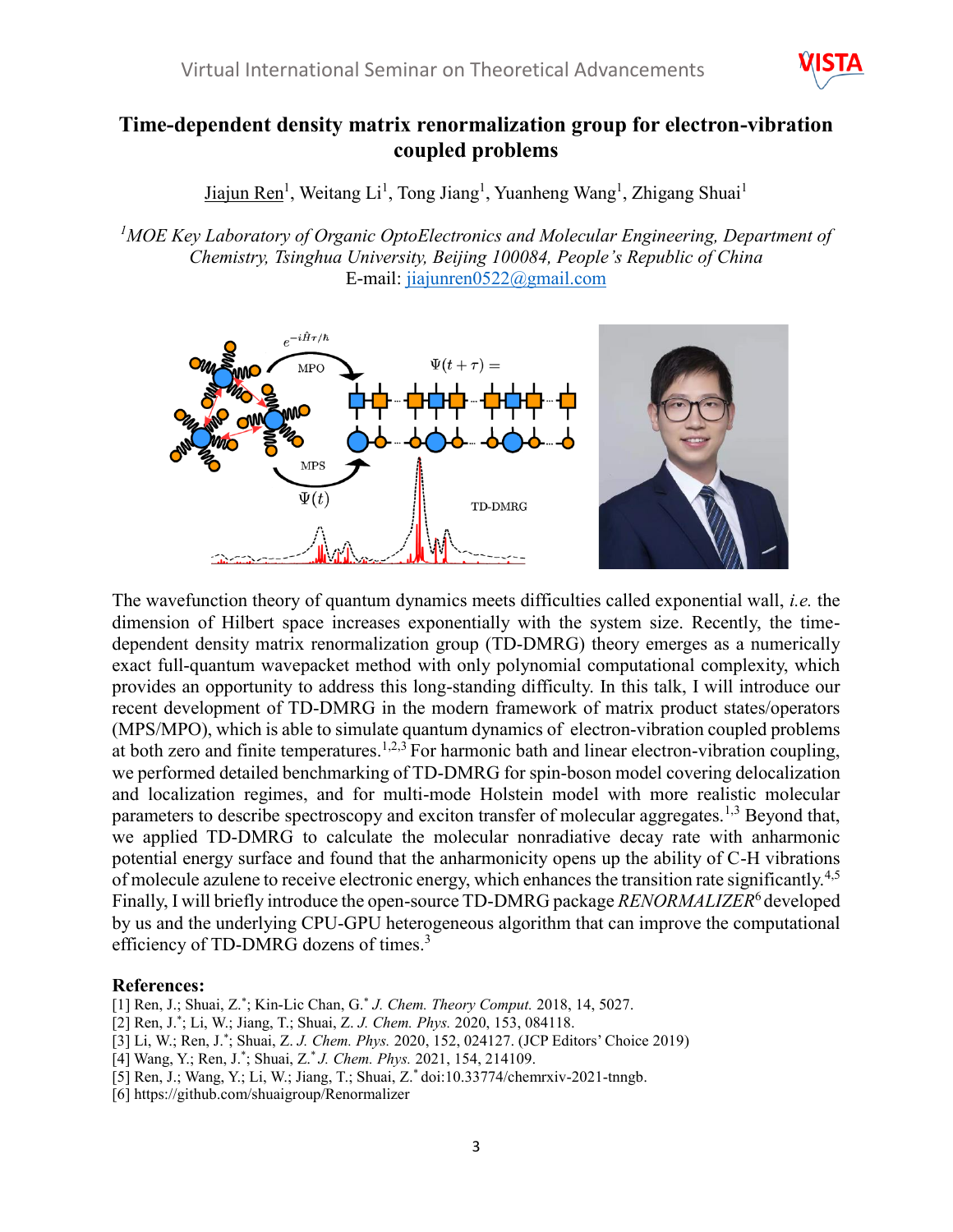# Time-dependent density matrix renormalization group for electron-vibration coupled problems

Jiajun Ren[1], Weitang Li[1], Tong Jiang[1], Yuanheng Wang[1], Zhigang Shuai[1]

*[1]MOE Key Laboratory of Organic OptoElectronics and Molecular Engineering, Department of Chemistry, Tsinghua University, Beijing 100084, People's Republic of China*
E-mail: jiajunren0522@gmail.com

The wavefunction theory of quantum dynamics meets difficulties called exponential wall, *i.e.* the dimension of Hilbert space increases exponentially with the system size. Recently, the time-dependent density matrix renormalization group (TD-DMRG) theory emerges as a numerically exact full-quantum wavepacket method with only polynomial computational complexity, which provides an opportunity to address this long-standing difficulty. In this talk, I will introduce our recent development of TD-DMRG in the modern framework of matrix product states/operators (MPS/MPO), which is able to simulate quantum dynamics of electron-vibration coupled problems at both zero and finite temperatures.[1,2,3] For harmonic bath and linear electron-vibration coupling, we performed detailed benchmarking of TD-DMRG for spin-boson model covering delocalization and localization regimes, and for multi-mode Holstein model with more realistic molecular parameters to describe spectroscopy and exciton transfer of molecular aggregates.[1,3] Beyond that, we applied TD-DMRG to calculate the molecular nonradiative decay rate with anharmonic potential energy surface and found that the anharmonicity opens up the ability of C-H vibrations of molecule azulene to receive electronic energy, which enhances the transition rate significantly.[4,5] Finally, I will briefly introduce the open-source TD-DMRG package *RENORMALIZER*[6] developed by us and the underlying CPU-GPU heterogeneous algorithm that can improve the computational efficiency of TD-DMRG dozens of times.[3]

**References:**

[1] Ren, J.; Shuai, Z.*; Kin-Lic Chan, G.* *J. Chem. Theory Comput.* 2018, 14, 5027.
[2] Ren, J.*; Li, W.; Jiang, T.; Shuai, Z. *J. Chem. Phys.* 2020, 153, 084118.
[3] Li, W.; Ren, J.*; Shuai, Z. *J. Chem. Phys.* 2020, 152, 024127. (JCP Editors' Choice 2019)
[4] Wang, Y.; Ren, J.*; Shuai, Z.* *J. Chem. Phys.* 2021, 154, 214109.
[5] Ren, J.; Wang, Y.; Li, W.; Jiang, T.; Shuai, Z.* doi:10.33774/chemrxiv-2021-tnngb.
[6] https://github.com/shuaigroup/Renormalizer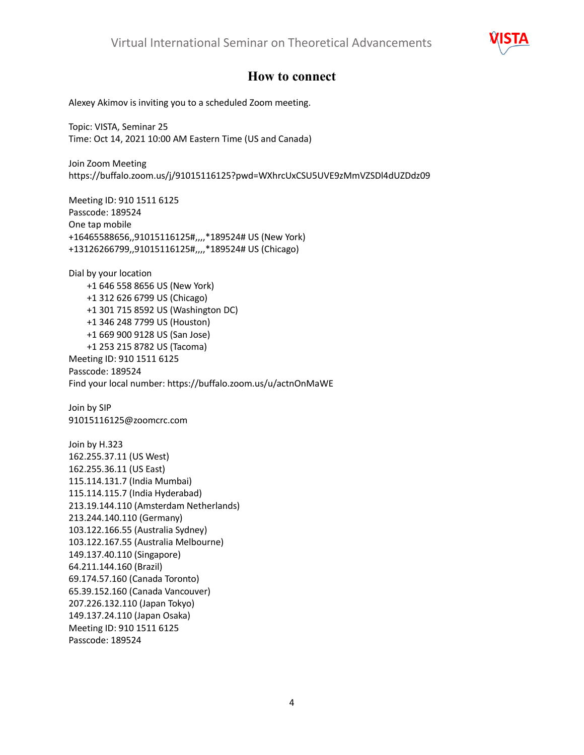## How to connect

Alexey Akimov is inviting you to a scheduled Zoom meeting.

Topic: VISTA, Seminar 25
Time: Oct 14, 2021 10:00 AM Eastern Time (US and Canada)

Join Zoom Meeting
https://buffalo.zoom.us/j/91015116125?pwd=WXhrcUxCSU5UVE9zMmVZSDl4dUZDdz09

Meeting ID: 910 1511 6125
Passcode: 189524
One tap mobile
+16465588656,,91015116125#,,,,*189524# US (New York)
+13126266799,,91015116125#,,,,*189524# US (Chicago)

Dial by your location
+1 646 558 8656 US (New York)
+1 312 626 6799 US (Chicago)
+1 301 715 8592 US (Washington DC)
+1 346 248 7799 US (Houston)
+1 669 900 9128 US (San Jose)
+1 253 215 8782 US (Tacoma)
Meeting ID: 910 1511 6125
Passcode: 189524
Find your local number: https://buffalo.zoom.us/u/actnOnMaWE

Join by SIP
91015116125@zoomcrc.com

Join by H.323
162.255.37.11 (US West)
162.255.36.11 (US East)
115.114.131.7 (India Mumbai)
115.114.115.7 (India Hyderabad)
213.19.144.110 (Amsterdam Netherlands)
213.244.140.110 (Germany)
103.122.166.55 (Australia Sydney)
103.122.167.55 (Australia Melbourne)
149.137.40.110 (Singapore)
64.211.144.160 (Brazil)
69.174.57.160 (Canada Toronto)
65.39.152.160 (Canada Vancouver)
207.226.132.110 (Japan Tokyo)
149.137.24.110 (Japan Osaka)
Meeting ID: 910 1511 6125
Passcode: 189524